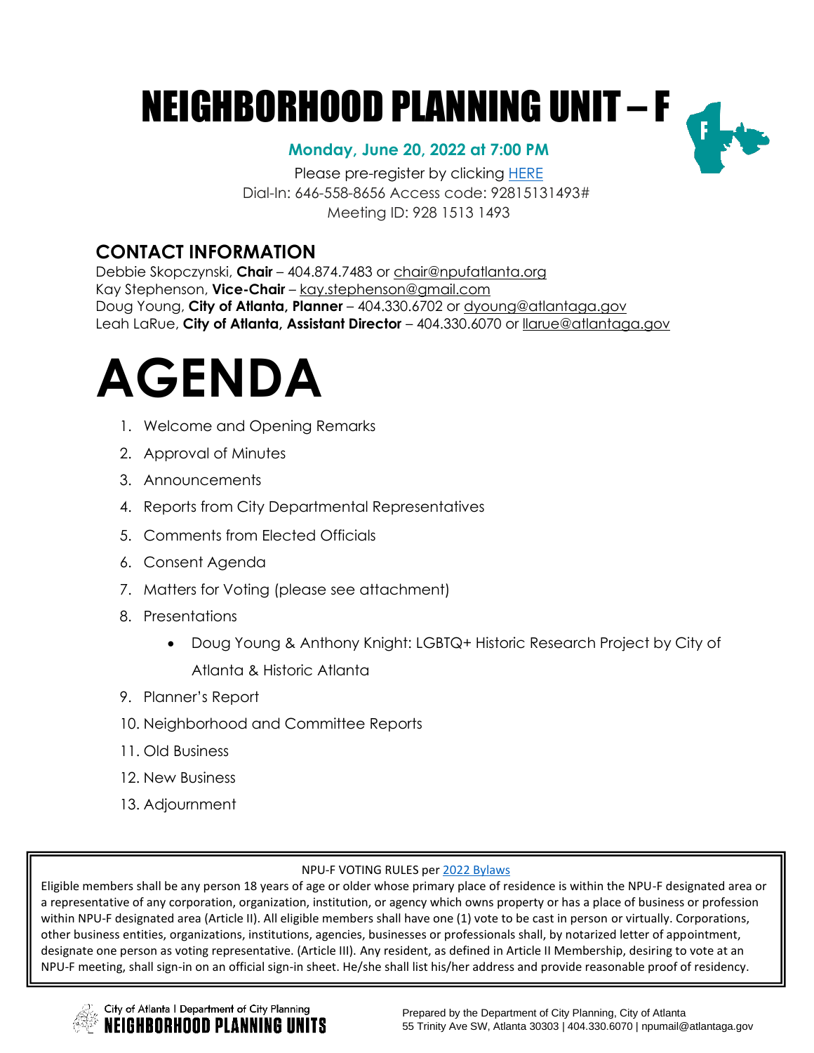# NEIGHBORHOOD PLANNING UNIT – F

**Monday, June 20, 2022 at 7:00 PM**

Please pre-register by clicking HERE
Dial-In: 646-558-8656 Access code: 92815131493#
Meeting ID: 928 1513 1493

## CONTACT INFORMATION

Debbie Skopczynski, **Chair** – 404.874.7483 or chair@npufatlanta.org
Kay Stephenson, **Vice-Chair** – kay.stephenson@gmail.com
Doug Young, **City of Atlanta, Planner** – 404.330.6702 or dyoung@atlantaga.gov
Leah LaRue, **City of Atlanta, Assistant Director** – 404.330.6070 or llarue@atlantaga.gov

# AGENDA

1. Welcome and Opening Remarks
2. Approval of Minutes
3. Announcements
4. Reports from City Departmental Representatives
5. Comments from Elected Officials
6. Consent Agenda
7. Matters for Voting (please see attachment)
8. Presentations
   - Doug Young & Anthony Knight: LGBTQ+ Historic Research Project by City of Atlanta & Historic Atlanta
9. Planner's Report
10. Neighborhood and Committee Reports
11. Old Business
12. New Business
13. Adjournment

NPU-F VOTING RULES per 2022 Bylaws

Eligible members shall be any person 18 years of age or older whose primary place of residence is within the NPU-F designated area or a representative of any corporation, organization, institution, or agency which owns property or has a place of business or profession within NPU-F designated area (Article II). All eligible members shall have one (1) vote to be cast in person or virtually. Corporations, other business entities, organizations, institutions, agencies, businesses or professionals shall, by notarized letter of appointment, designate one person as voting representative. (Article III). Any resident, as defined in Article II Membership, desiring to vote at an NPU-F meeting, shall sign-in on an official sign-in sheet. He/she shall list his/her address and provide reasonable proof of residency.

City of Atlanta | Department of City Planning
NEIGHBORHOOD PLANNING UNITS

Prepared by the Department of City Planning, City of Atlanta
55 Trinity Ave SW, Atlanta 30303 | 404.330.6070 | npumail@atlantaga.gov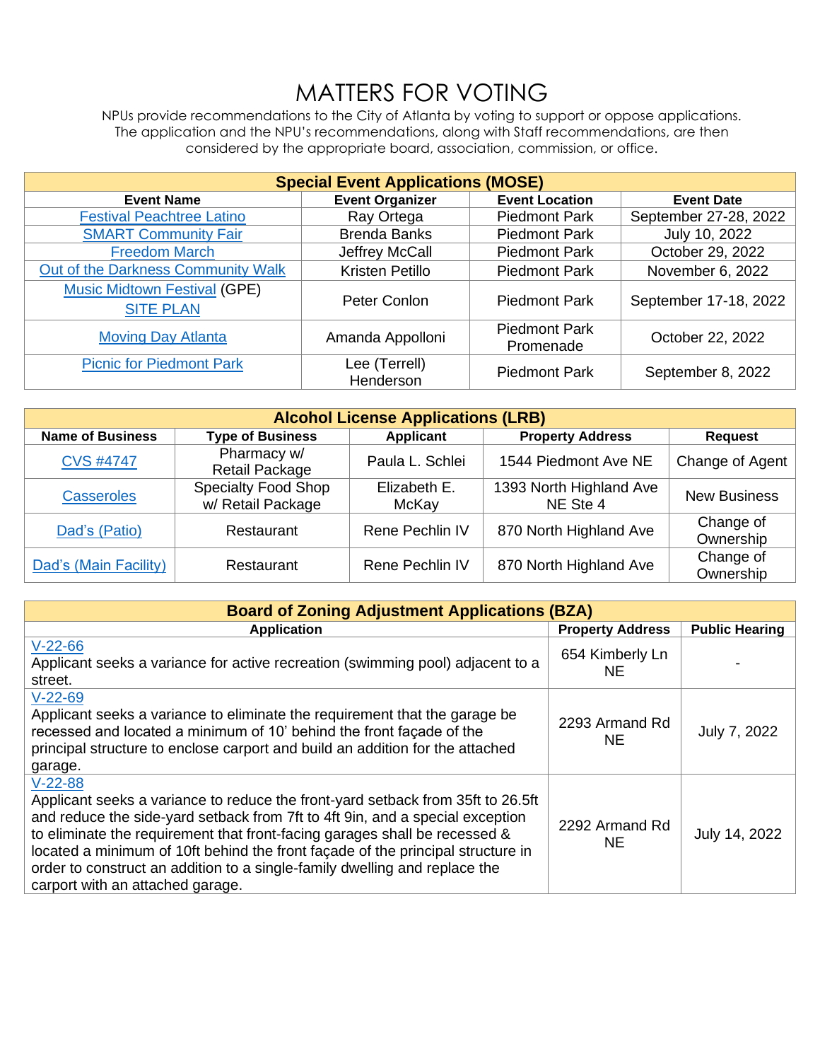# MATTERS FOR VOTING

NPUs provide recommendations to the City of Atlanta by voting to support or oppose applications. The application and the NPU's recommendations, along with Staff recommendations, are then considered by the appropriate board, association, commission, or office.

| Special Event Applications (MOSE) | | | |
|---|---|---|---|
| **Event Name** | **Event Organizer** | **Event Location** | **Event Date** |
| Festival Peachtree Latino | Ray Ortega | Piedmont Park | September 27-28, 2022 |
| SMART Community Fair | Brenda Banks | Piedmont Park | July 10, 2022 |
| Freedom March | Jeffrey McCall | Piedmont Park | October 29, 2022 |
| Out of the Darkness Community Walk | Kristen Petillo | Piedmont Park | November 6, 2022 |
| Music Midtown Festival (GPE) SITE PLAN | Peter Conlon | Piedmont Park | September 17-18, 2022 |
| Moving Day Atlanta | Amanda Appolloni | Piedmont Park Promenade | October 22, 2022 |
| Picnic for Piedmont Park | Lee (Terrell) Henderson | Piedmont Park | September 8, 2022 |

| Alcohol License Applications (LRB) | | | | |
|---|---|---|---|---|
| **Name of Business** | **Type of Business** | **Applicant** | **Property Address** | **Request** |
| CVS #4747 | Pharmacy w/ Retail Package | Paula L. Schlei | 1544 Piedmont Ave NE | Change of Agent |
| Casseroles | Specialty Food Shop w/ Retail Package | Elizabeth E. McKay | 1393 North Highland Ave NE Ste 4 | New Business |
| Dad's (Patio) | Restaurant | Rene Pechlin IV | 870 North Highland Ave | Change of Ownership |
| Dad's (Main Facility) | Restaurant | Rene Pechlin IV | 870 North Highland Ave | Change of Ownership |

| Board of Zoning Adjustment Applications (BZA) | | |
|---|---|---|
| **Application** | **Property Address** | **Public Hearing** |
| V-22-66<br>Applicant seeks a variance for active recreation (swimming pool) adjacent to a street. | 654 Kimberly Ln NE | - |
| V-22-69<br>Applicant seeks a variance to eliminate the requirement that the garage be recessed and located a minimum of 10' behind the front façade of the principal structure to enclose carport and build an addition for the attached garage. | 2293 Armand Rd NE | July 7, 2022 |
| V-22-88<br>Applicant seeks a variance to reduce the front-yard setback from 35ft to 26.5ft and reduce the side-yard setback from 7ft to 4ft 9in, and a special exception to eliminate the requirement that front-facing garages shall be recessed & located a minimum of 10ft behind the front façade of the principal structure in order to construct an addition to a single-family dwelling and replace the carport with an attached garage. | 2292 Armand Rd NE | July 14, 2022 |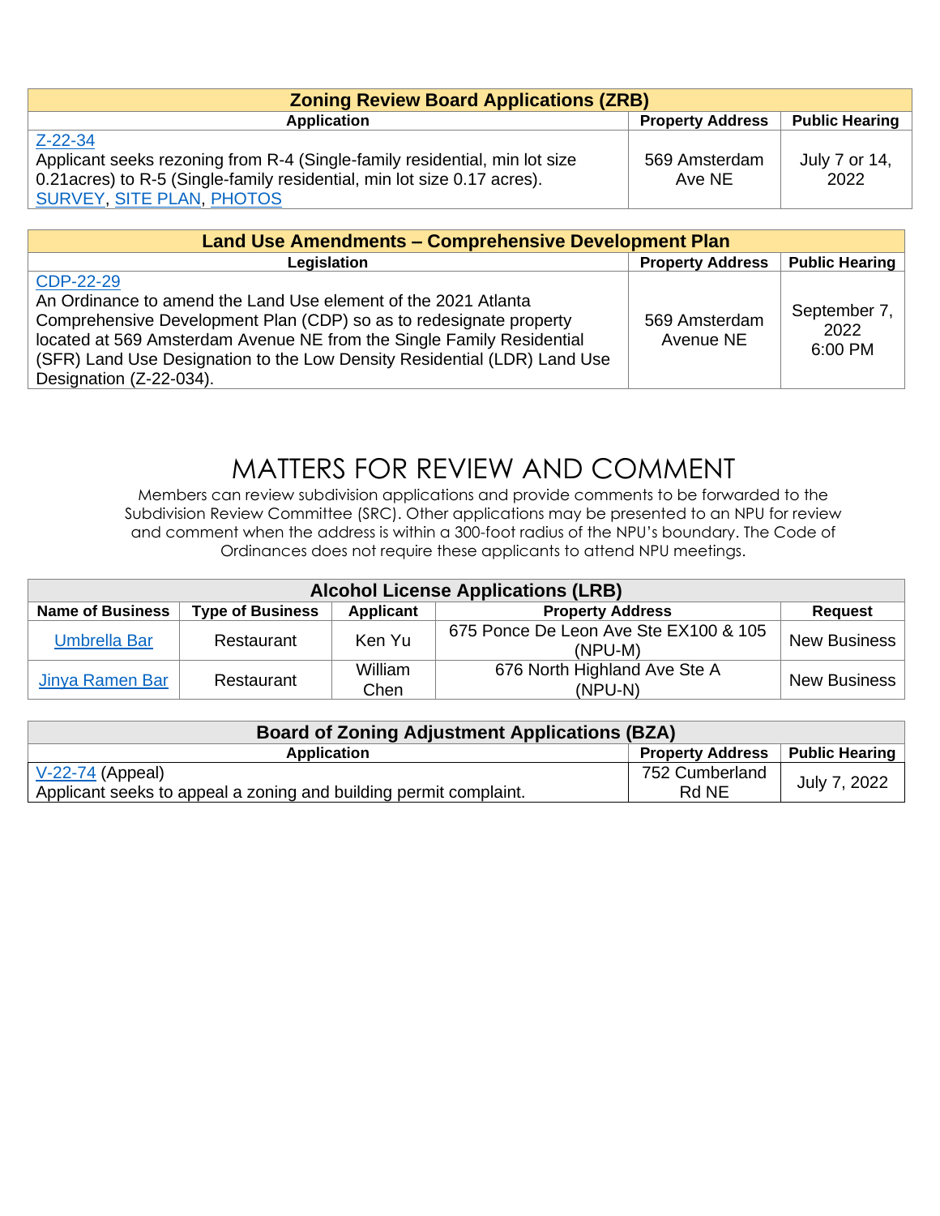| Zoning Review Board Applications (ZRB) | | |
|---|---|---|
| **Application** | **Property Address** | **Public Hearing** |
| Z-22-34<br>Applicant seeks rezoning from R-4 (Single-family residential, min lot size 0.21acres) to R-5 (Single-family residential, min lot size 0.17 acres).<br>SURVEY, SITE PLAN, PHOTOS | 569 Amsterdam Ave NE | July 7 or 14, 2022 |

| Land Use Amendments – Comprehensive Development Plan | | |
|---|---|---|
| **Legislation** | **Property Address** | **Public Hearing** |
| CDP-22-29<br>An Ordinance to amend the Land Use element of the 2021 Atlanta Comprehensive Development Plan (CDP) so as to redesignate property located at 569 Amsterdam Avenue NE from the Single Family Residential (SFR) Land Use Designation to the Low Density Residential (LDR) Land Use Designation (Z-22-034). | 569 Amsterdam Avenue NE | September 7, 2022<br>6:00 PM |

# MATTERS FOR REVIEW AND COMMENT

Members can review subdivision applications and provide comments to be forwarded to the Subdivision Review Committee (SRC). Other applications may be presented to an NPU for review and comment when the address is within a 300-foot radius of the NPU's boundary. The Code of Ordinances does not require these applicants to attend NPU meetings.

| Alcohol License Applications (LRB) | | | | |
|---|---|---|---|---|
| **Name of Business** | **Type of Business** | **Applicant** | **Property Address** | **Request** |
| Umbrella Bar | Restaurant | Ken Yu | 675 Ponce De Leon Ave Ste EX100 & 105 (NPU-M) | New Business |
| Jinya Ramen Bar | Restaurant | William Chen | 676 North Highland Ave Ste A (NPU-N) | New Business |

| Board of Zoning Adjustment Applications (BZA) | | |
|---|---|---|
| **Application** | **Property Address** | **Public Hearing** |
| V-22-74 (Appeal)<br>Applicant seeks to appeal a zoning and building permit complaint. | 752 Cumberland Rd NE | July 7, 2022 |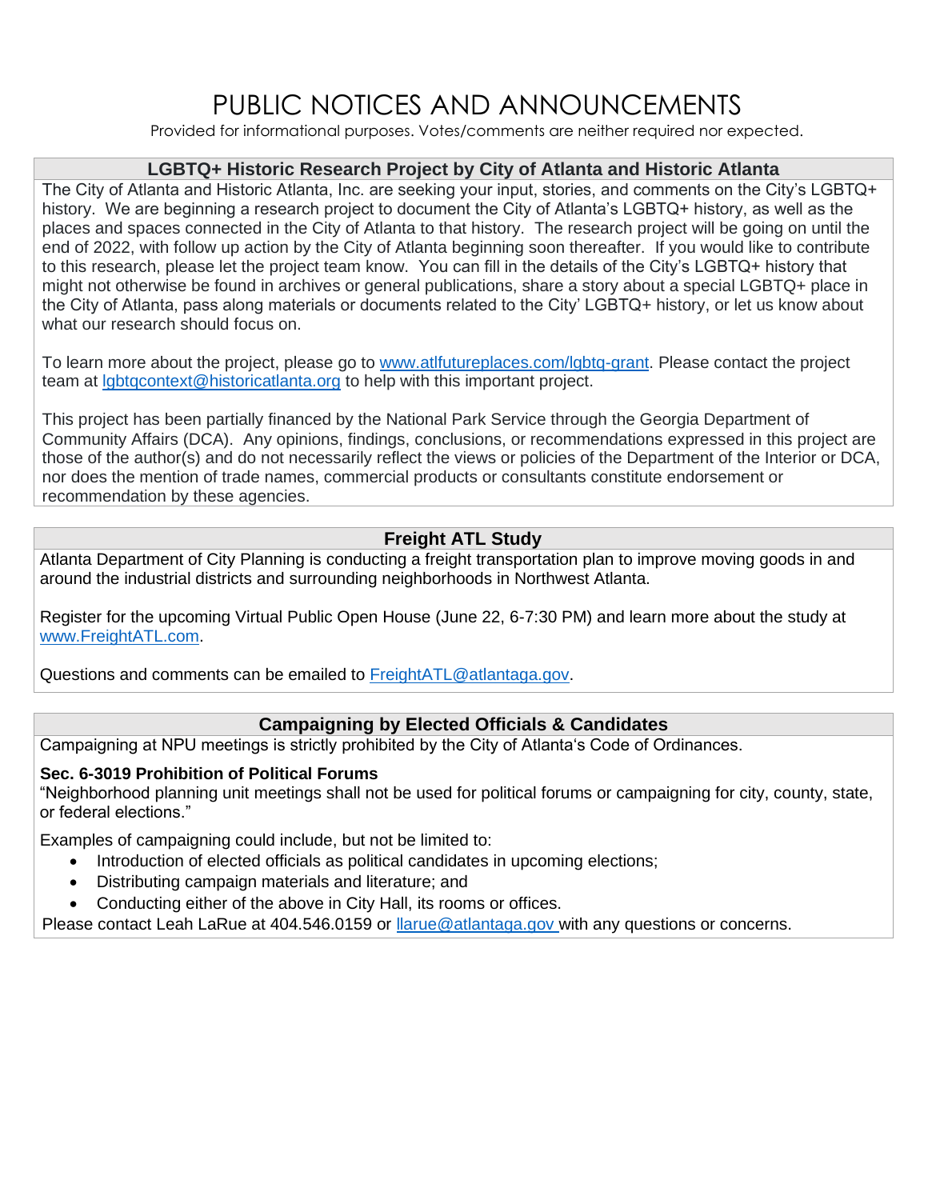# PUBLIC NOTICES AND ANNOUNCEMENTS

Provided for informational purposes. Votes/comments are neither required nor expected.

## LGBTQ+ Historic Research Project by City of Atlanta and Historic Atlanta

The City of Atlanta and Historic Atlanta, Inc. are seeking your input, stories, and comments on the City's LGBTQ+ history. We are beginning a research project to document the City of Atlanta's LGBTQ+ history, as well as the places and spaces connected in the City of Atlanta to that history. The research project will be going on until the end of 2022, with follow up action by the City of Atlanta beginning soon thereafter. If you would like to contribute to this research, please let the project team know. You can fill in the details of the City's LGBTQ+ history that might not otherwise be found in archives or general publications, share a story about a special LGBTQ+ place in the City of Atlanta, pass along materials or documents related to the City' LGBTQ+ history, or let us know about what our research should focus on.

To learn more about the project, please go to www.atlfutureplaces.com/lgbtq-grant. Please contact the project team at lgbtqcontext@historicatlanta.org to help with this important project.

This project has been partially financed by the National Park Service through the Georgia Department of Community Affairs (DCA). Any opinions, findings, conclusions, or recommendations expressed in this project are those of the author(s) and do not necessarily reflect the views or policies of the Department of the Interior or DCA, nor does the mention of trade names, commercial products or consultants constitute endorsement or recommendation by these agencies.

## Freight ATL Study

Atlanta Department of City Planning is conducting a freight transportation plan to improve moving goods in and around the industrial districts and surrounding neighborhoods in Northwest Atlanta.

Register for the upcoming Virtual Public Open House (June 22, 6-7:30 PM) and learn more about the study at www.FreightATL.com.

Questions and comments can be emailed to FreightATL@atlantaga.gov.

## Campaigning by Elected Officials & Candidates

Campaigning at NPU meetings is strictly prohibited by the City of Atlanta's Code of Ordinances.

**Sec. 6-3019 Prohibition of Political Forums**

"Neighborhood planning unit meetings shall not be used for political forums or campaigning for city, county, state, or federal elections."

Examples of campaigning could include, but not be limited to:

- Introduction of elected officials as political candidates in upcoming elections;
- Distributing campaign materials and literature; and
- Conducting either of the above in City Hall, its rooms or offices.

Please contact Leah LaRue at 404.546.0159 or llarue@atlantaga.gov with any questions or concerns.